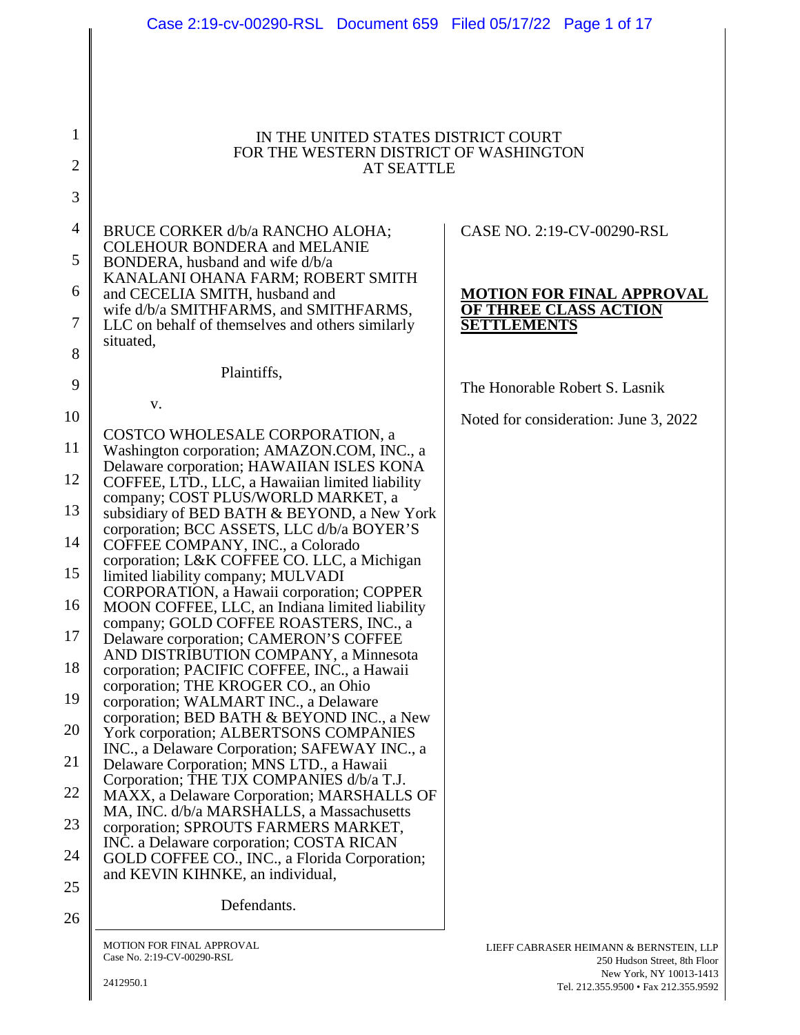IN THE UNITED STATES DISTRICT COURT
FOR THE WESTERN DISTRICT OF WASHINGTON
AT SEATTLE

BRUCE CORKER d/b/a RANCHO ALOHA; COLEHOUR BONDERA and MELANIE BONDERA, husband and wife d/b/a KANALANI OHANA FARM; ROBERT SMITH and CECELIA SMITH, husband and wife d/b/a SMITHFARMS, and SMITHFARMS, LLC on behalf of themselves and others similarly situated,

Plaintiffs,

v.

COSTCO WHOLESALE CORPORATION, a Washington corporation; AMAZON.COM, INC., a Delaware corporation; HAWAIIAN ISLES KONA COFFEE, LTD., LLC, a Hawaiian limited liability company; COST PLUS/WORLD MARKET, a subsidiary of BED BATH & BEYOND, a New York corporation; BCC ASSETS, LLC d/b/a BOYER'S COFFEE COMPANY, INC., a Colorado corporation; L&K COFFEE CO. LLC, a Michigan limited liability company; MULVADI CORPORATION, a Hawaii corporation; COPPER MOON COFFEE, LLC, an Indiana limited liability company; GOLD COFFEE ROASTERS, INC., a Delaware corporation; CAMERON'S COFFEE AND DISTRIBUTION COMPANY, a Minnesota corporation; PACIFIC COFFEE, INC., a Hawaii corporation; THE KROGER CO., an Ohio corporation; WALMART INC., a Delaware corporation; BED BATH & BEYOND INC., a New York corporation; ALBERTSONS COMPANIES INC., a Delaware Corporation; SAFEWAY INC., a Delaware Corporation; MNS LTD., a Hawaii Corporation; THE TJX COMPANIES d/b/a T.J. MAXX, a Delaware Corporation; MARSHALLS OF MA, INC. d/b/a MARSHALLS, a Massachusetts corporation; SPROUTS FARMERS MARKET, INC. a Delaware corporation; COSTA RICAN GOLD COFFEE CO., INC., a Florida Corporation; and KEVIN KIHNKE, an individual,

Defendants.

CASE NO. 2:19-CV-00290-RSL

**MOTION FOR FINAL APPROVAL OF THREE CLASS ACTION SETTLEMENTS**

The Honorable Robert S. Lasnik

Noted for consideration: June 3, 2022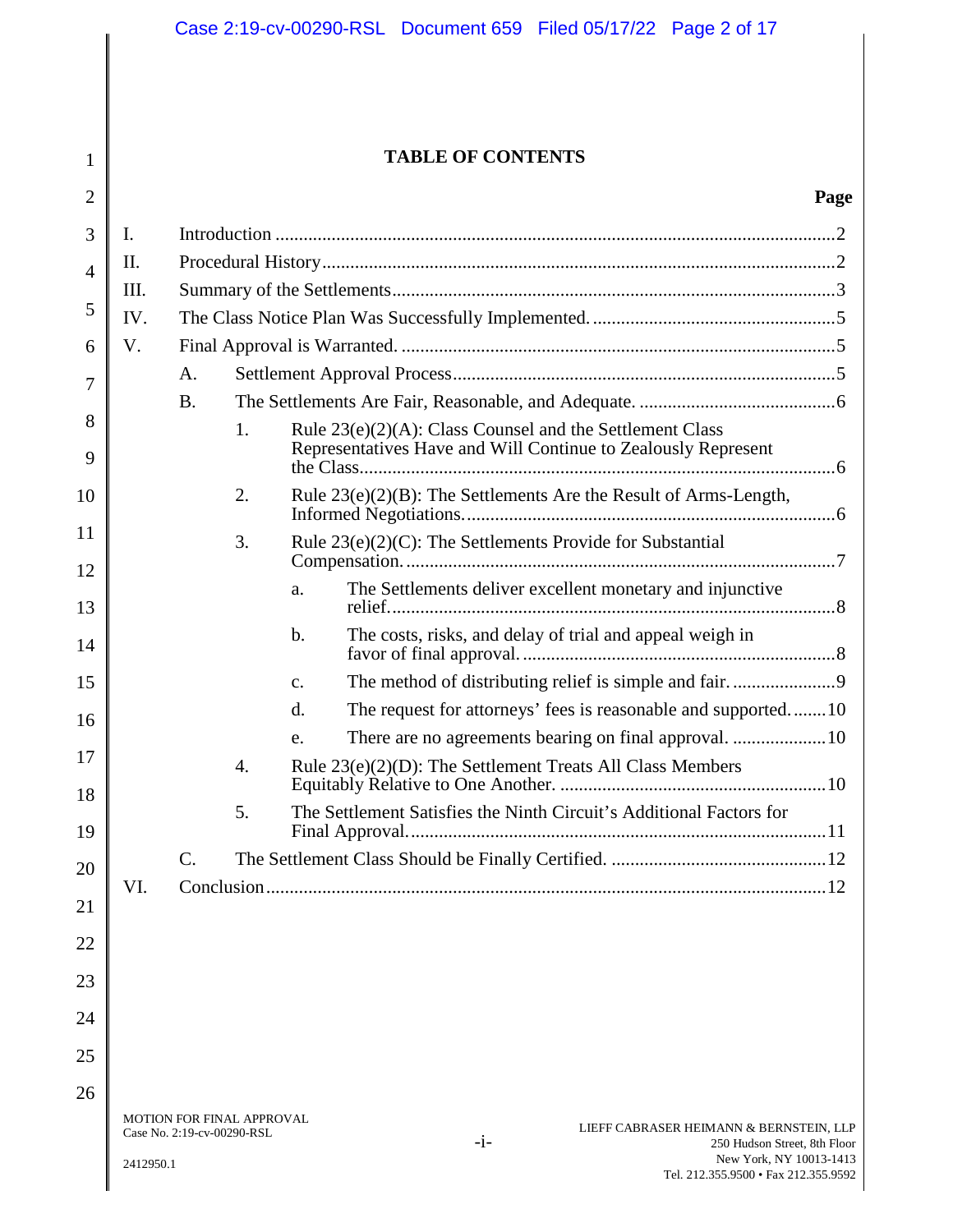# TABLE OF CONTENTS

**Page**

I. Introduction ..... 2

II. Procedural History ..... 2

III. Summary of the Settlements ..... 3

IV. The Class Notice Plan Was Successfully Implemented. ..... 5

V. Final Approval is Warranted. ..... 5

- A. Settlement Approval Process ..... 5
- B. The Settlements Are Fair, Reasonable, and Adequate. ..... 6
  - 1. Rule 23(e)(2)(A): Class Counsel and the Settlement Class Representatives Have and Will Continue to Zealously Represent the Class ..... 6
  - 2. Rule 23(e)(2)(B): The Settlements Are the Result of Arms-Length, Informed Negotiations. ..... 6
  - 3. Rule 23(e)(2)(C): The Settlements Provide for Substantial Compensation. ..... 7
    - a. The Settlements deliver excellent monetary and injunctive relief. ..... 8
    - b. The costs, risks, and delay of trial and appeal weigh in favor of final approval. ..... 8
    - c. The method of distributing relief is simple and fair. ..... 9
    - d. The request for attorneys' fees is reasonable and supported. ..... 10
    - e. There are no agreements bearing on final approval. ..... 10
  - 4. Rule 23(e)(2)(D): The Settlement Treats All Class Members Equitably Relative to One Another. ..... 10
  - 5. The Settlement Satisfies the Ninth Circuit's Additional Factors for Final Approval. ..... 11
- C. The Settlement Class Should be Finally Certified. ..... 12

VI. Conclusion ..... 12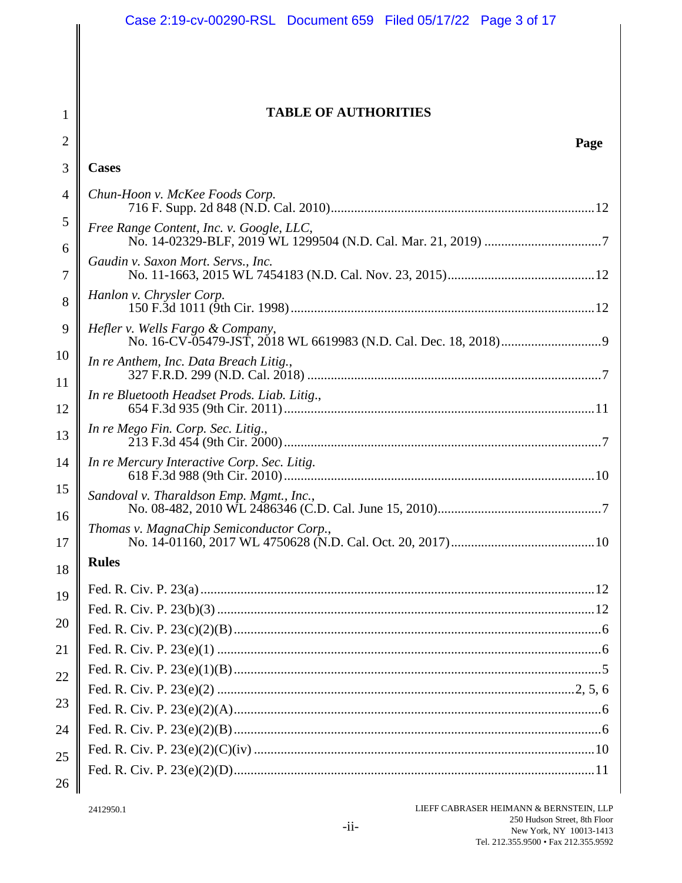# TABLE OF AUTHORITIES

**Page**

## Cases

*Chun-Hoon v. McKee Foods Corp.*
716 F. Supp. 2d 848 (N.D. Cal. 2010) ....................................................................................12

*Free Range Content, Inc. v. Google, LLC*,
No. 14-02329-BLF, 2019 WL 1299504 (N.D. Cal. Mar. 21, 2019) ....................................7

*Gaudin v. Saxon Mort. Servs., Inc.*
No. 11-1663, 2015 WL 7454183 (N.D. Cal. Nov. 23, 2015)..............................................12

*Hanlon v. Chrysler Corp.*
150 F.3d 1011 (9th Cir. 1998) ...............................................................................................12

*Hefler v. Wells Fargo & Company*,
No. 16-CV-05479-JST, 2018 WL 6619983 (N.D. Cal. Dec. 18, 2018)...............................9

*In re Anthem, Inc. Data Breach Litig.*,
327 F.R.D. 299 (N.D. Cal. 2018) ...........................................................................................7

*In re Bluetooth Headset Prods. Liab. Litig.*,
654 F.3d 935 (9th Cir. 2011)..................................................................................................11

*In re Mego Fin. Corp. Sec. Litig.*,
213 F.3d 454 (9th Cir. 2000)....................................................................................................7

*In re Mercury Interactive Corp. Sec. Litig.*
618 F.3d 988 (9th Cir. 2010)..................................................................................................10

*Sandoval v. Tharaldson Emp. Mgmt., Inc.*,
No. 08-482, 2010 WL 2486346 (C.D. Cal. June 15, 2010)...................................................7

*Thomas v. MagnaChip Semiconductor Corp.*,
No. 14-01160, 2017 WL 4750628 (N.D. Cal. Oct. 20, 2017)..............................................10

## Rules

Fed. R. Civ. P. 23(a)..........................................................................................................12

Fed. R. Civ. P. 23(b)(3) .....................................................................................................12

Fed. R. Civ. P. 23(c)(2)(B)...................................................................................................6

Fed. R. Civ. P. 23(e)(1) ........................................................................................................6

Fed. R. Civ. P. 23(e)(1)(B)...................................................................................................5

Fed. R. Civ. P. 23(e)(2) ..................................................................................................2, 5, 6

Fed. R. Civ. P. 23(e)(2)(A)...................................................................................................6

Fed. R. Civ. P. 23(e)(2)(B)...................................................................................................6

Fed. R. Civ. P. 23(e)(2)(C)(iv) ...........................................................................................10

Fed. R. Civ. P. 23(e)(2)(D)..................................................................................................11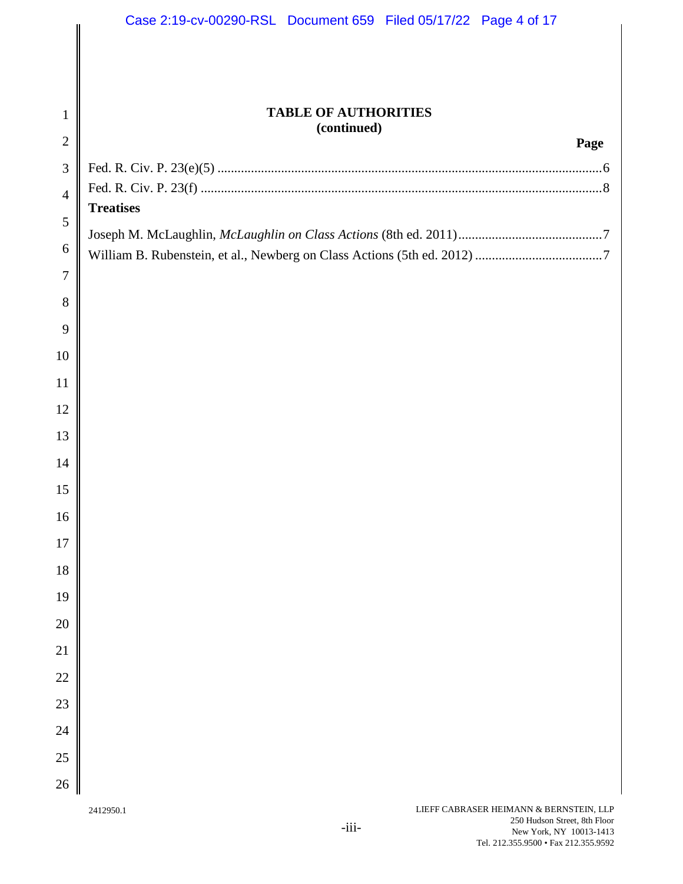**TABLE OF AUTHORITIES**
**(continued)**

| | Page |
|---|---|
| Fed. R. Civ. P. 23(e)(5) | 6 |
| Fed. R. Civ. P. 23(f) | 8 |
| **Treatises** | |
| Joseph M. McLaughlin, *McLaughlin on Class Actions* (8th ed. 2011) | 7 |
| William B. Rubenstein, et al., Newberg on Class Actions (5th ed. 2012) | 7 |

2412950.1

LIEFF CABRASER HEIMANN & BERNSTEIN, LLP
250 Hudson Street, 8th Floor
New York, NY 10013-1413
Tel. 212.355.9500 • Fax 212.355.9592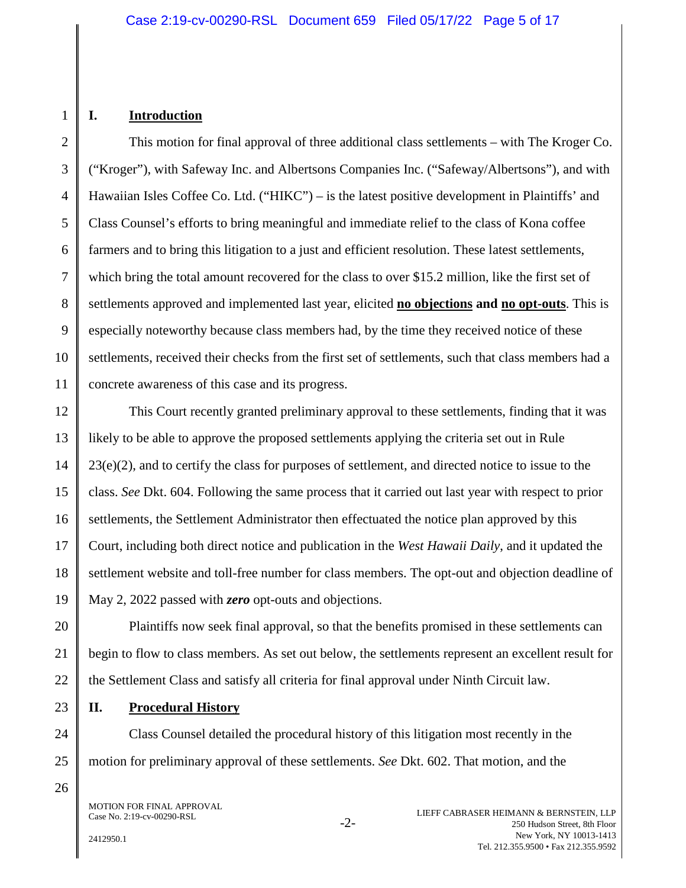## I. Introduction

This motion for final approval of three additional class settlements – with The Kroger Co. ("Kroger"), with Safeway Inc. and Albertsons Companies Inc. ("Safeway/Albertsons"), and with Hawaiian Isles Coffee Co. Ltd. ("HIKC") – is the latest positive development in Plaintiffs' and Class Counsel's efforts to bring meaningful and immediate relief to the class of Kona coffee farmers and to bring this litigation to a just and efficient resolution. These latest settlements, which bring the total amount recovered for the class to over $15.2 million, like the first set of settlements approved and implemented last year, elicited **no objections** **and** **no opt-outs**. This is especially noteworthy because class members had, by the time they received notice of these settlements, received their checks from the first set of settlements, such that class members had a concrete awareness of this case and its progress.

This Court recently granted preliminary approval to these settlements, finding that it was likely to be able to approve the proposed settlements applying the criteria set out in Rule 23(e)(2), and to certify the class for purposes of settlement, and directed notice to issue to the class. *See* Dkt. 604. Following the same process that it carried out last year with respect to prior settlements, the Settlement Administrator then effectuated the notice plan approved by this Court, including both direct notice and publication in the *West Hawaii Daily*, and it updated the settlement website and toll-free number for class members. The opt-out and objection deadline of May 2, 2022 passed with ***zero*** opt-outs and objections.

Plaintiffs now seek final approval, so that the benefits promised in these settlements can begin to flow to class members. As set out below, the settlements represent an excellent result for the Settlement Class and satisfy all criteria for final approval under Ninth Circuit law.

## II. Procedural History

Class Counsel detailed the procedural history of this litigation most recently in the motion for preliminary approval of these settlements. *See* Dkt. 602. That motion, and the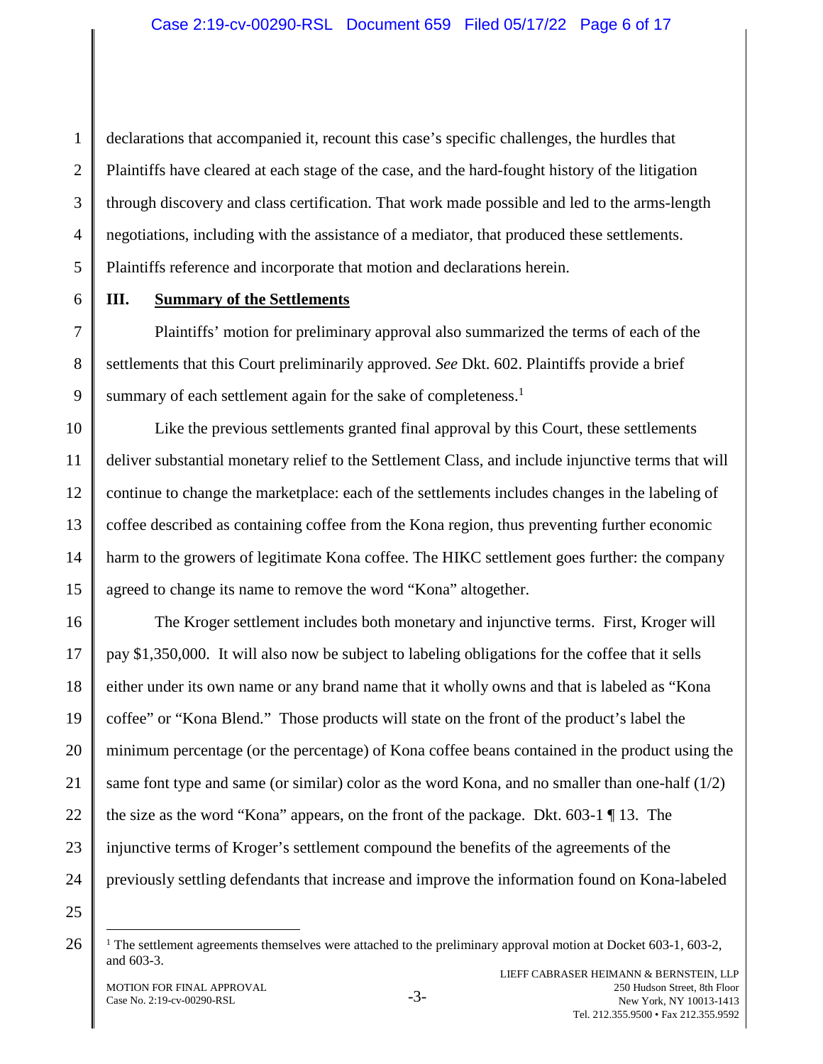declarations that accompanied it, recount this case's specific challenges, the hurdles that Plaintiffs have cleared at each stage of the case, and the hard-fought history of the litigation through discovery and class certification. That work made possible and led to the arms-length negotiations, including with the assistance of a mediator, that produced these settlements. Plaintiffs reference and incorporate that motion and declarations herein.

## III. Summary of the Settlements

Plaintiffs' motion for preliminary approval also summarized the terms of each of the settlements that this Court preliminarily approved. *See* Dkt. 602. Plaintiffs provide a brief summary of each settlement again for the sake of completeness.[1]

Like the previous settlements granted final approval by this Court, these settlements deliver substantial monetary relief to the Settlement Class, and include injunctive terms that will continue to change the marketplace: each of the settlements includes changes in the labeling of coffee described as containing coffee from the Kona region, thus preventing further economic harm to the growers of legitimate Kona coffee. The HIKC settlement goes further: the company agreed to change its name to remove the word "Kona" altogether.

The Kroger settlement includes both monetary and injunctive terms. First, Kroger will pay $1,350,000. It will also now be subject to labeling obligations for the coffee that it sells either under its own name or any brand name that it wholly owns and that is labeled as "Kona coffee" or "Kona Blend." Those products will state on the front of the product's label the minimum percentage (or the percentage) of Kona coffee beans contained in the product using the same font type and same (or similar) color as the word Kona, and no smaller than one-half (1/2) the size as the word "Kona" appears, on the front of the package. Dkt. 603-1 ¶ 13. The injunctive terms of Kroger's settlement compound the benefits of the agreements of the previously settling defendants that increase and improve the information found on Kona-labeled

---

[1] The settlement agreements themselves were attached to the preliminary approval motion at Docket 603-1, 603-2, and 603-3.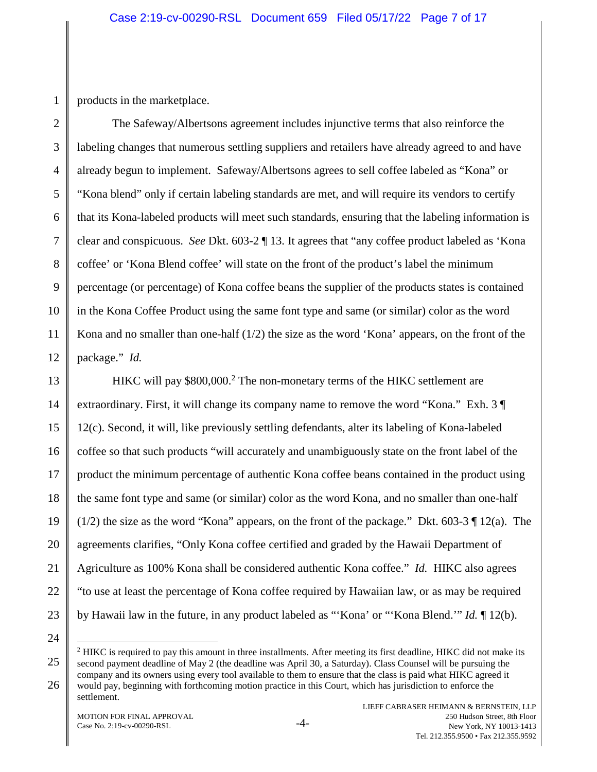products in the marketplace.

The Safeway/Albertsons agreement includes injunctive terms that also reinforce the labeling changes that numerous settling suppliers and retailers have already agreed to and have already begun to implement. Safeway/Albertsons agrees to sell coffee labeled as "Kona" or "Kona blend" only if certain labeling standards are met, and will require its vendors to certify that its Kona-labeled products will meet such standards, ensuring that the labeling information is clear and conspicuous. *See* Dkt. 603-2 ¶ 13. It agrees that "any coffee product labeled as 'Kona coffee' or 'Kona Blend coffee' will state on the front of the product's label the minimum percentage (or percentage) of Kona coffee beans the supplier of the products states is contained in the Kona Coffee Product using the same font type and same (or similar) color as the word Kona and no smaller than one-half (1/2) the size as the word 'Kona' appears, on the front of the package." *Id.*

HIKC will pay $800,000.[2] The non-monetary terms of the HIKC settlement are extraordinary. First, it will change its company name to remove the word "Kona." Exh. 3 ¶ 12(c). Second, it will, like previously settling defendants, alter its labeling of Kona-labeled coffee so that such products "will accurately and unambiguously state on the front label of the product the minimum percentage of authentic Kona coffee beans contained in the product using the same font type and same (or similar) color as the word Kona, and no smaller than one-half (1/2) the size as the word "Kona" appears, on the front of the package." Dkt. 603-3 ¶ 12(a). The agreements clarifies, "Only Kona coffee certified and graded by the Hawaii Department of Agriculture as 100% Kona shall be considered authentic Kona coffee." *Id.* HIKC also agrees "to use at least the percentage of Kona coffee required by Hawaiian law, or as may be required by Hawaii law in the future, in any product labeled as "'Kona' or "'Kona Blend.'" *Id.* ¶ 12(b).

[2] HIKC is required to pay this amount in three installments. After meeting its first deadline, HIKC did not make its second payment deadline of May 2 (the deadline was April 30, a Saturday). Class Counsel will be pursuing the company and its owners using every tool available to them to ensure that the class is paid what HIKC agreed it would pay, beginning with forthcoming motion practice in this Court, which has jurisdiction to enforce the settlement.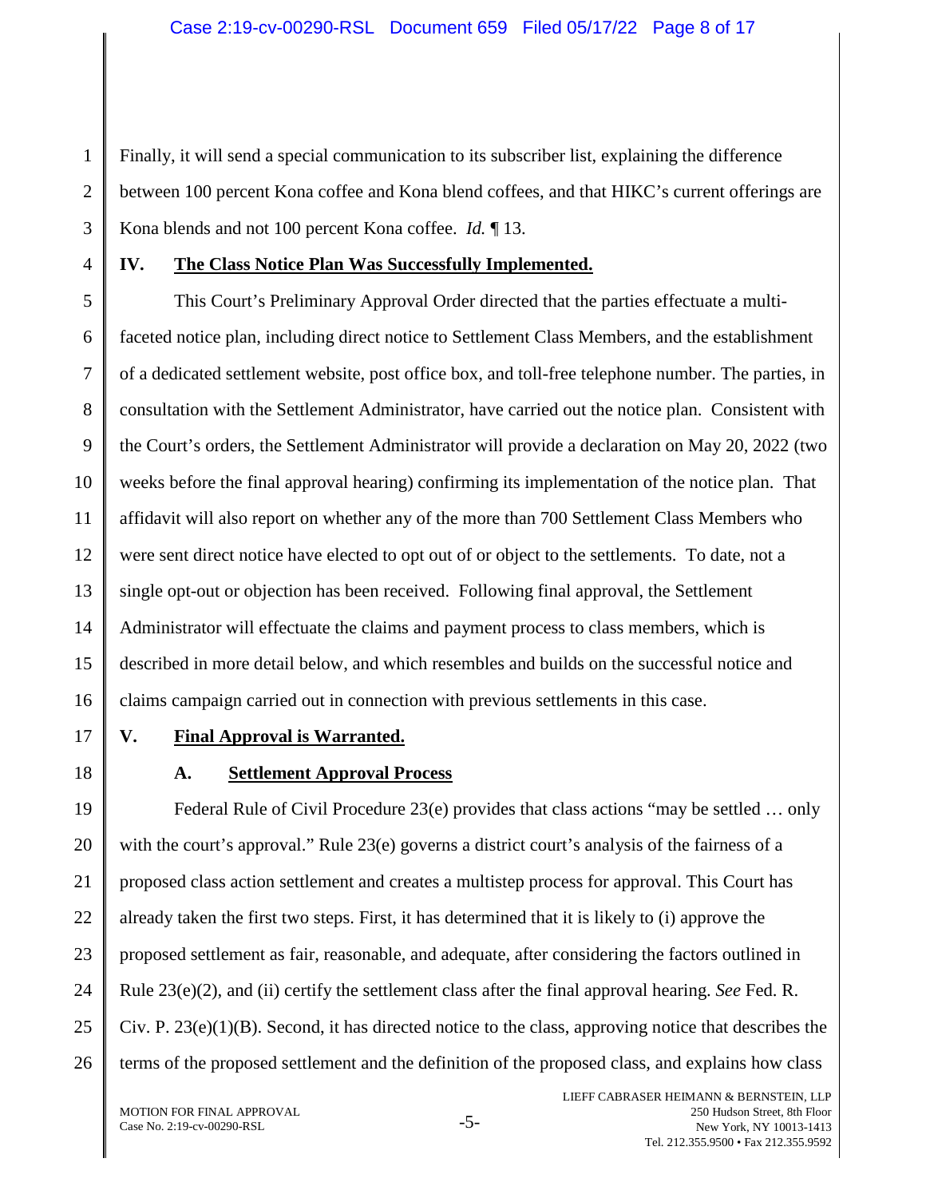Finally, it will send a special communication to its subscriber list, explaining the difference between 100 percent Kona coffee and Kona blend coffees, and that HIKC's current offerings are Kona blends and not 100 percent Kona coffee. *Id.* ¶ 13.

## IV. <u>The Class Notice Plan Was Successfully Implemented.</u>

This Court's Preliminary Approval Order directed that the parties effectuate a multi-faceted notice plan, including direct notice to Settlement Class Members, and the establishment of a dedicated settlement website, post office box, and toll-free telephone number. The parties, in consultation with the Settlement Administrator, have carried out the notice plan. Consistent with the Court's orders, the Settlement Administrator will provide a declaration on May 20, 2022 (two weeks before the final approval hearing) confirming its implementation of the notice plan. That affidavit will also report on whether any of the more than 700 Settlement Class Members who were sent direct notice have elected to opt out of or object to the settlements. To date, not a single opt-out or objection has been received. Following final approval, the Settlement Administrator will effectuate the claims and payment process to class members, which is described in more detail below, and which resembles and builds on the successful notice and claims campaign carried out in connection with previous settlements in this case.

## V. <u>Final Approval is Warranted.</u>

### A. <u>Settlement Approval Process</u>

Federal Rule of Civil Procedure 23(e) provides that class actions "may be settled … only with the court's approval." Rule 23(e) governs a district court's analysis of the fairness of a proposed class action settlement and creates a multistep process for approval. This Court has already taken the first two steps. First, it has determined that it is likely to (i) approve the proposed settlement as fair, reasonable, and adequate, after considering the factors outlined in Rule 23(e)(2), and (ii) certify the settlement class after the final approval hearing. *See* Fed. R. Civ. P. 23(e)(1)(B). Second, it has directed notice to the class, approving notice that describes the terms of the proposed settlement and the definition of the proposed class, and explains how class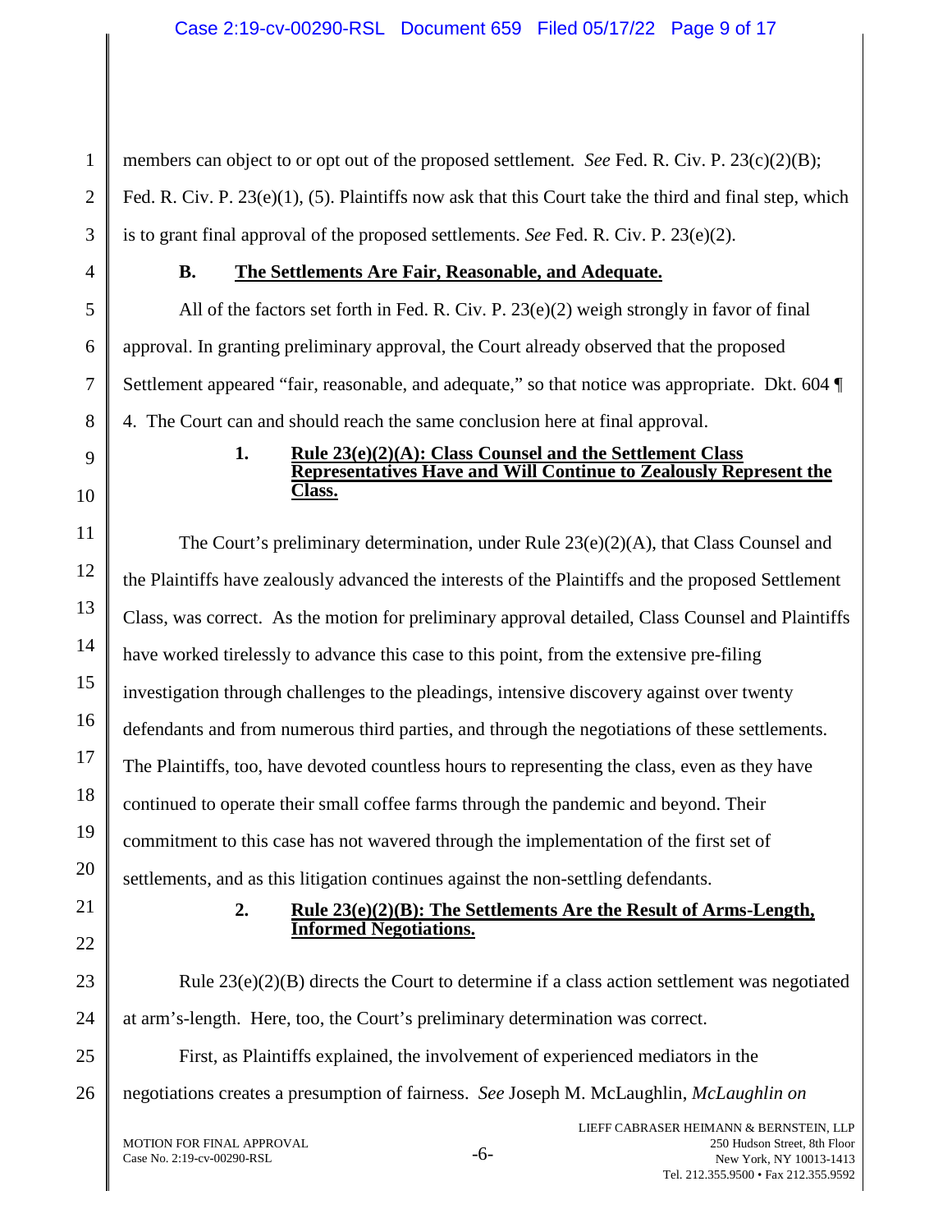members can object to or opt out of the proposed settlement. *See* Fed. R. Civ. P. 23(c)(2)(B); Fed. R. Civ. P. 23(e)(1), (5). Plaintiffs now ask that this Court take the third and final step, which is to grant final approval of the proposed settlements. *See* Fed. R. Civ. P. 23(e)(2).

### B. The Settlements Are Fair, Reasonable, and Adequate.

All of the factors set forth in Fed. R. Civ. P. 23(e)(2) weigh strongly in favor of final approval. In granting preliminary approval, the Court already observed that the proposed Settlement appeared "fair, reasonable, and adequate," so that notice was appropriate. Dkt. 604 ¶ 4. The Court can and should reach the same conclusion here at final approval.

#### 1. Rule 23(e)(2)(A): Class Counsel and the Settlement Class Representatives Have and Will Continue to Zealously Represent the Class.

The Court's preliminary determination, under Rule 23(e)(2)(A), that Class Counsel and the Plaintiffs have zealously advanced the interests of the Plaintiffs and the proposed Settlement Class, was correct. As the motion for preliminary approval detailed, Class Counsel and Plaintiffs have worked tirelessly to advance this case to this point, from the extensive pre-filing investigation through challenges to the pleadings, intensive discovery against over twenty defendants and from numerous third parties, and through the negotiations of these settlements. The Plaintiffs, too, have devoted countless hours to representing the class, even as they have continued to operate their small coffee farms through the pandemic and beyond. Their commitment to this case has not wavered through the implementation of the first set of settlements, and as this litigation continues against the non-settling defendants.

#### 2. Rule 23(e)(2)(B): The Settlements Are the Result of Arms-Length, Informed Negotiations.

Rule 23(e)(2)(B) directs the Court to determine if a class action settlement was negotiated at arm's-length. Here, too, the Court's preliminary determination was correct.

First, as Plaintiffs explained, the involvement of experienced mediators in the negotiations creates a presumption of fairness. *See* Joseph M. McLaughlin, *McLaughlin on*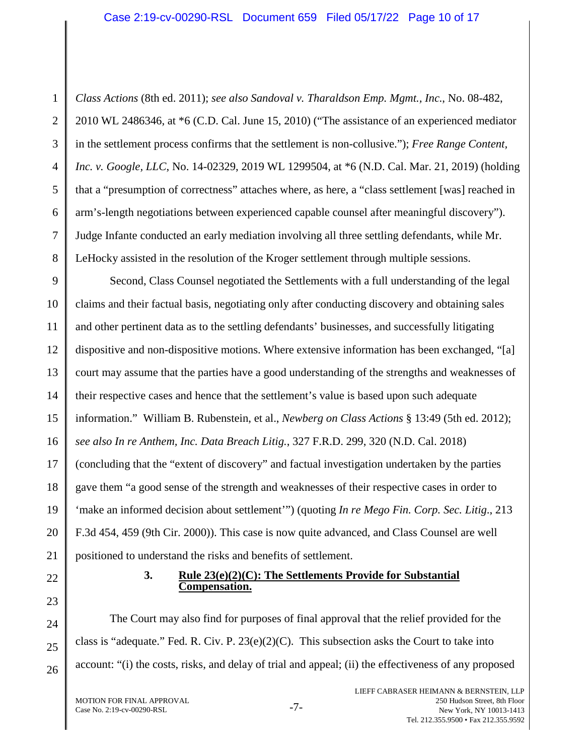*Class Actions* (8th ed. 2011); *see also Sandoval v. Tharaldson Emp. Mgmt., Inc.*, No. 08-482, 2010 WL 2486346, at *6 (C.D. Cal. June 15, 2010) ("The assistance of an experienced mediator in the settlement process confirms that the settlement is non-collusive."); *Free Range Content, Inc. v. Google, LLC*, No. 14-02329, 2019 WL 1299504, at *6 (N.D. Cal. Mar. 21, 2019) (holding that a "presumption of correctness" attaches where, as here, a "class settlement [was] reached in arm's-length negotiations between experienced capable counsel after meaningful discovery"). Judge Infante conducted an early mediation involving all three settling defendants, while Mr. LeHocky assisted in the resolution of the Kroger settlement through multiple sessions.

Second, Class Counsel negotiated the Settlements with a full understanding of the legal claims and their factual basis, negotiating only after conducting discovery and obtaining sales and other pertinent data as to the settling defendants' businesses, and successfully litigating dispositive and non-dispositive motions. Where extensive information has been exchanged, "[a] court may assume that the parties have a good understanding of the strengths and weaknesses of their respective cases and hence that the settlement's value is based upon such adequate information." William B. Rubenstein, et al., *Newberg on Class Actions* § 13:49 (5th ed. 2012); *see also In re Anthem, Inc. Data Breach Litig.*, 327 F.R.D. 299, 320 (N.D. Cal. 2018) (concluding that the "extent of discovery" and factual investigation undertaken by the parties gave them "a good sense of the strength and weaknesses of their respective cases in order to 'make an informed decision about settlement'") (quoting *In re Mego Fin. Corp. Sec. Litig.*, 213 F.3d 454, 459 (9th Cir. 2000)). This case is now quite advanced, and Class Counsel are well positioned to understand the risks and benefits of settlement.

### 3. Rule 23(e)(2)(C): The Settlements Provide for Substantial Compensation.

The Court may also find for purposes of final approval that the relief provided for the class is "adequate." Fed. R. Civ. P. 23(e)(2)(C). This subsection asks the Court to take into account: "(i) the costs, risks, and delay of trial and appeal; (ii) the effectiveness of any proposed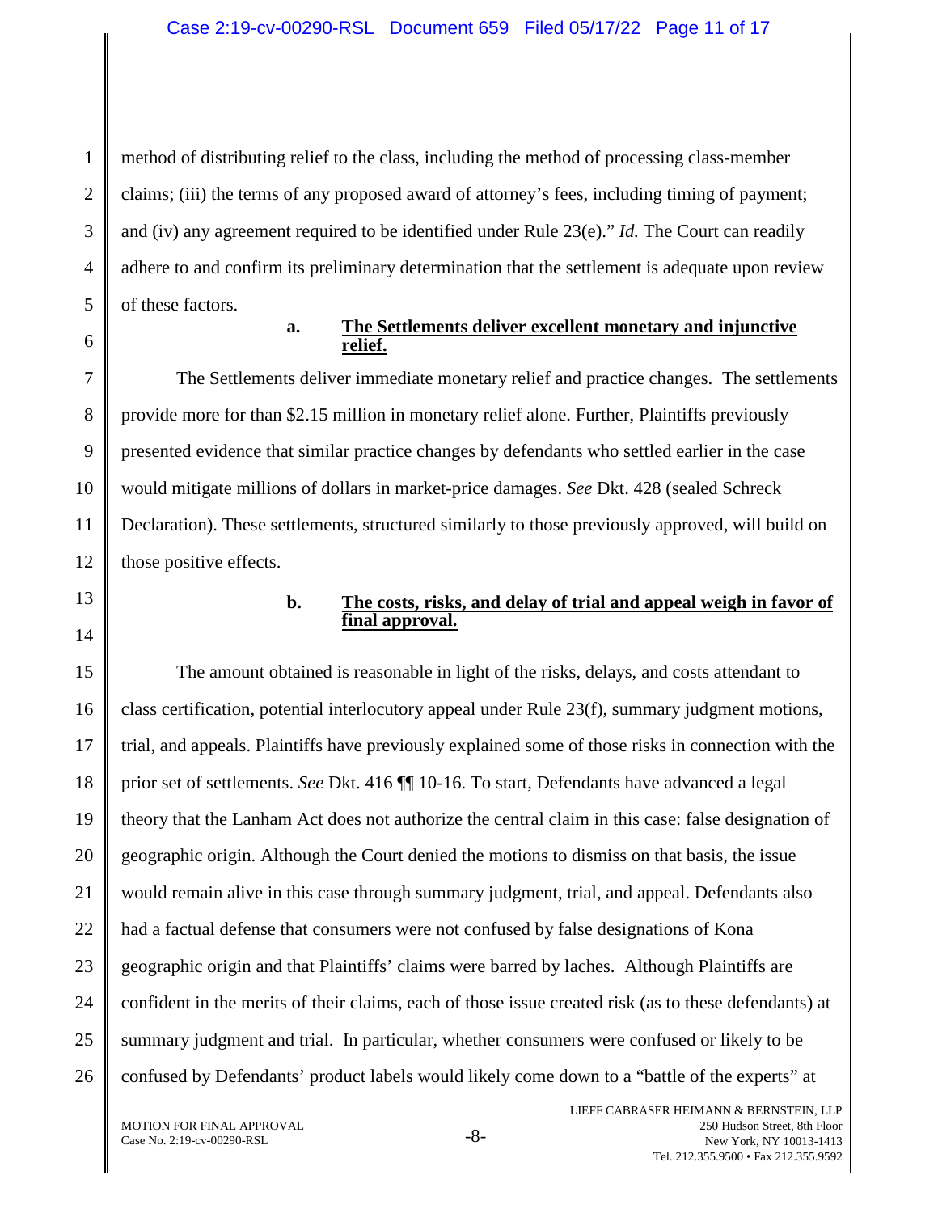method of distributing relief to the class, including the method of processing class-member claims; (iii) the terms of any proposed award of attorney's fees, including timing of payment; and (iv) any agreement required to be identified under Rule 23(e)." *Id.* The Court can readily adhere to and confirm its preliminary determination that the settlement is adequate upon review of these factors.

**a. The Settlements deliver excellent monetary and injunctive relief.**

The Settlements deliver immediate monetary relief and practice changes. The settlements provide more for than $2.15 million in monetary relief alone. Further, Plaintiffs previously presented evidence that similar practice changes by defendants who settled earlier in the case would mitigate millions of dollars in market-price damages. *See* Dkt. 428 (sealed Schreck Declaration). These settlements, structured similarly to those previously approved, will build on those positive effects.

**b. The costs, risks, and delay of trial and appeal weigh in favor of final approval.**

The amount obtained is reasonable in light of the risks, delays, and costs attendant to class certification, potential interlocutory appeal under Rule 23(f), summary judgment motions, trial, and appeals. Plaintiffs have previously explained some of those risks in connection with the prior set of settlements. *See* Dkt. 416 ¶¶ 10-16. To start, Defendants have advanced a legal theory that the Lanham Act does not authorize the central claim in this case: false designation of geographic origin. Although the Court denied the motions to dismiss on that basis, the issue would remain alive in this case through summary judgment, trial, and appeal. Defendants also had a factual defense that consumers were not confused by false designations of Kona geographic origin and that Plaintiffs' claims were barred by laches. Although Plaintiffs are confident in the merits of their claims, each of those issue created risk (as to these defendants) at summary judgment and trial. In particular, whether consumers were confused or likely to be confused by Defendants' product labels would likely come down to a "battle of the experts" at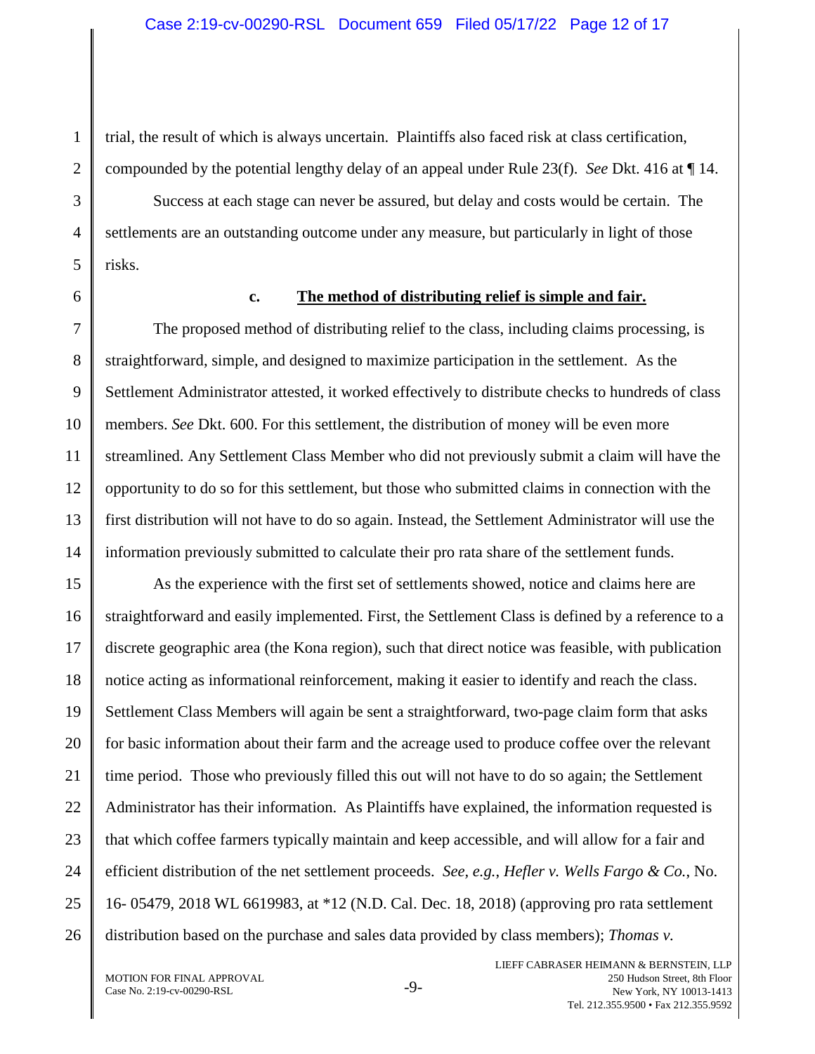trial, the result of which is always uncertain. Plaintiffs also faced risk at class certification, compounded by the potential lengthy delay of an appeal under Rule 23(f). *See* Dkt. 416 at ¶ 14.

Success at each stage can never be assured, but delay and costs would be certain. The settlements are an outstanding outcome under any measure, but particularly in light of those risks.

**c. The method of distributing relief is simple and fair.**

The proposed method of distributing relief to the class, including claims processing, is straightforward, simple, and designed to maximize participation in the settlement. As the Settlement Administrator attested, it worked effectively to distribute checks to hundreds of class members. *See* Dkt. 600. For this settlement, the distribution of money will be even more streamlined. Any Settlement Class Member who did not previously submit a claim will have the opportunity to do so for this settlement, but those who submitted claims in connection with the first distribution will not have to do so again. Instead, the Settlement Administrator will use the information previously submitted to calculate their pro rata share of the settlement funds.

As the experience with the first set of settlements showed, notice and claims here are straightforward and easily implemented. First, the Settlement Class is defined by a reference to a discrete geographic area (the Kona region), such that direct notice was feasible, with publication notice acting as informational reinforcement, making it easier to identify and reach the class. Settlement Class Members will again be sent a straightforward, two-page claim form that asks for basic information about their farm and the acreage used to produce coffee over the relevant time period. Those who previously filled this out will not have to do so again; the Settlement Administrator has their information. As Plaintiffs have explained, the information requested is that which coffee farmers typically maintain and keep accessible, and will allow for a fair and efficient distribution of the net settlement proceeds. *See, e.g.*, *Hefler v. Wells Fargo & Co.*, No. 16- 05479, 2018 WL 6619983, at *12 (N.D. Cal. Dec. 18, 2018) (approving pro rata settlement distribution based on the purchase and sales data provided by class members); *Thomas v.*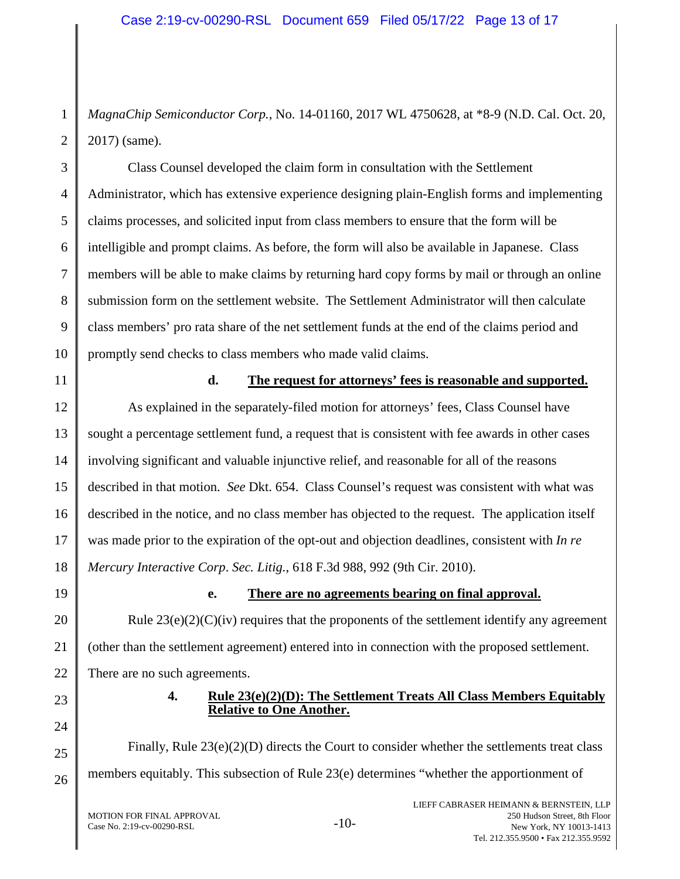*MagnaChip Semiconductor Corp.*, No. 14-01160, 2017 WL 4750628, at *8-9 (N.D. Cal. Oct. 20, 2017) (same).

Class Counsel developed the claim form in consultation with the Settlement Administrator, which has extensive experience designing plain-English forms and implementing claims processes, and solicited input from class members to ensure that the form will be intelligible and prompt claims. As before, the form will also be available in Japanese. Class members will be able to make claims by returning hard copy forms by mail or through an online submission form on the settlement website. The Settlement Administrator will then calculate class members' pro rata share of the net settlement funds at the end of the claims period and promptly send checks to class members who made valid claims.

**d. The request for attorneys' fees is reasonable and supported.**

As explained in the separately-filed motion for attorneys' fees, Class Counsel have sought a percentage settlement fund, a request that is consistent with fee awards in other cases involving significant and valuable injunctive relief, and reasonable for all of the reasons described in that motion. *See* Dkt. 654. Class Counsel's request was consistent with what was described in the notice, and no class member has objected to the request. The application itself was made prior to the expiration of the opt-out and objection deadlines, consistent with *In re Mercury Interactive Corp*. *Sec. Litig.*, 618 F.3d 988, 992 (9th Cir. 2010).

**e. There are no agreements bearing on final approval.**

Rule 23(e)(2)(C)(iv) requires that the proponents of the settlement identify any agreement (other than the settlement agreement) entered into in connection with the proposed settlement. There are no such agreements.

**4. Rule 23(e)(2)(D): The Settlement Treats All Class Members Equitably Relative to One Another.**

Finally, Rule 23(e)(2)(D) directs the Court to consider whether the settlements treat class members equitably. This subsection of Rule 23(e) determines "whether the apportionment of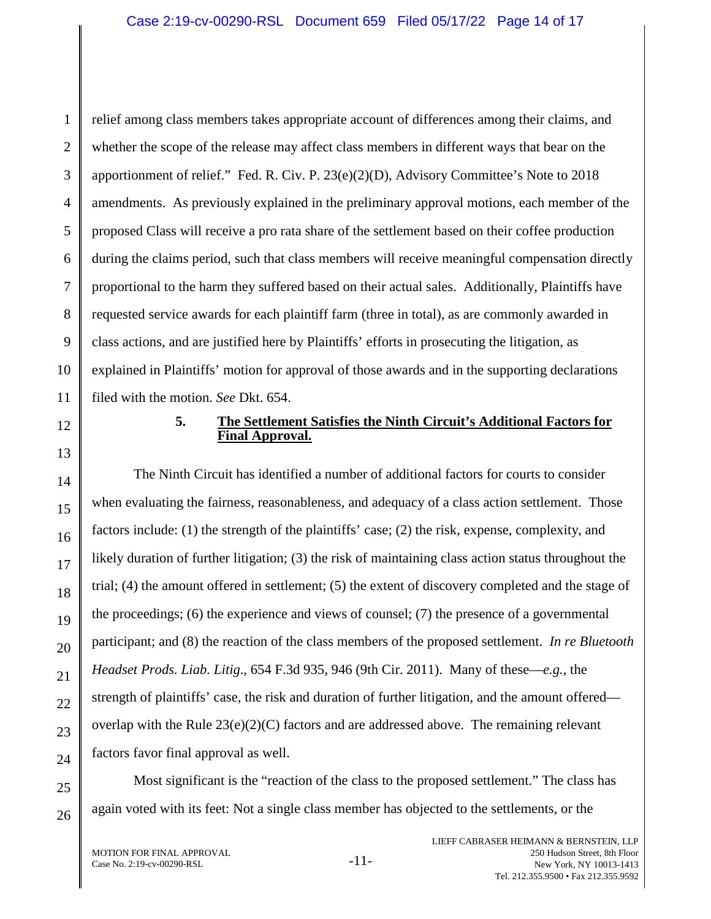relief among class members takes appropriate account of differences among their claims, and whether the scope of the release may affect class members in different ways that bear on the apportionment of relief." Fed. R. Civ. P. 23(e)(2)(D), Advisory Committee's Note to 2018 amendments. As previously explained in the preliminary approval motions, each member of the proposed Class will receive a pro rata share of the settlement based on their coffee production during the claims period, such that class members will receive meaningful compensation directly proportional to the harm they suffered based on their actual sales. Additionally, Plaintiffs have requested service awards for each plaintiff farm (three in total), as are commonly awarded in class actions, and are justified here by Plaintiffs' efforts in prosecuting the litigation, as explained in Plaintiffs' motion for approval of those awards and in the supporting declarations filed with the motion. *See* Dkt. 654.

### 5. **The Settlement Satisfies the Ninth Circuit's Additional Factors for Final Approval.**

The Ninth Circuit has identified a number of additional factors for courts to consider when evaluating the fairness, reasonableness, and adequacy of a class action settlement. Those factors include: (1) the strength of the plaintiffs' case; (2) the risk, expense, complexity, and likely duration of further litigation; (3) the risk of maintaining class action status throughout the trial; (4) the amount offered in settlement; (5) the extent of discovery completed and the stage of the proceedings; (6) the experience and views of counsel; (7) the presence of a governmental participant; and (8) the reaction of the class members of the proposed settlement. *In re Bluetooth Headset Prods. Liab. Litig*., 654 F.3d 935, 946 (9th Cir. 2011). Many of these—*e.g.*, the strength of plaintiffs' case, the risk and duration of further litigation, and the amount offered—overlap with the Rule 23(e)(2)(C) factors and are addressed above. The remaining relevant factors favor final approval as well.

Most significant is the "reaction of the class to the proposed settlement." The class has again voted with its feet: Not a single class member has objected to the settlements, or the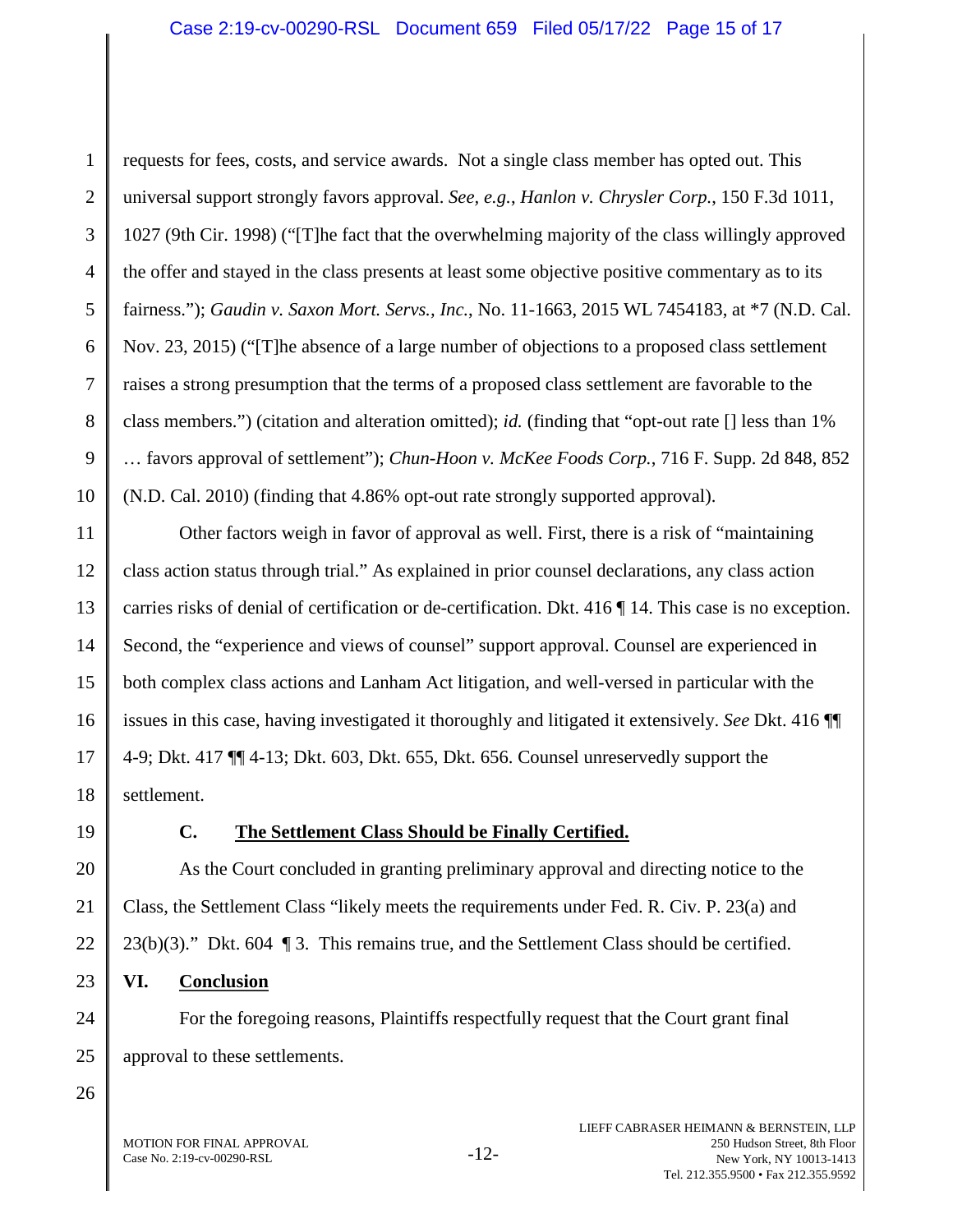requests for fees, costs, and service awards. Not a single class member has opted out. This universal support strongly favors approval. *See, e.g.*, *Hanlon v. Chrysler Corp.*, 150 F.3d 1011, 1027 (9th Cir. 1998) ("[T]he fact that the overwhelming majority of the class willingly approved the offer and stayed in the class presents at least some objective positive commentary as to its fairness."); *Gaudin v. Saxon Mort. Servs., Inc.*, No. 11-1663, 2015 WL 7454183, at *7 (N.D. Cal. Nov. 23, 2015) ("[T]he absence of a large number of objections to a proposed class settlement raises a strong presumption that the terms of a proposed class settlement are favorable to the class members.") (citation and alteration omitted); *id.* (finding that "opt-out rate [] less than 1% … favors approval of settlement"); *Chun-Hoon v. McKee Foods Corp.*, 716 F. Supp. 2d 848, 852 (N.D. Cal. 2010) (finding that 4.86% opt-out rate strongly supported approval).

Other factors weigh in favor of approval as well. First, there is a risk of "maintaining class action status through trial." As explained in prior counsel declarations, any class action carries risks of denial of certification or de-certification. Dkt. 416 ¶ 14. This case is no exception. Second, the "experience and views of counsel" support approval. Counsel are experienced in both complex class actions and Lanham Act litigation, and well-versed in particular with the issues in this case, having investigated it thoroughly and litigated it extensively. *See* Dkt. 416 ¶¶ 4-9; Dkt. 417 ¶¶ 4-13; Dkt. 603, Dkt. 655, Dkt. 656. Counsel unreservedly support the settlement.

### C. The Settlement Class Should be Finally Certified.

As the Court concluded in granting preliminary approval and directing notice to the Class, the Settlement Class "likely meets the requirements under Fed. R. Civ. P. 23(a) and 23(b)(3)." Dkt. 604 ¶ 3. This remains true, and the Settlement Class should be certified.

## VI. Conclusion

For the foregoing reasons, Plaintiffs respectfully request that the Court grant final approval to these settlements.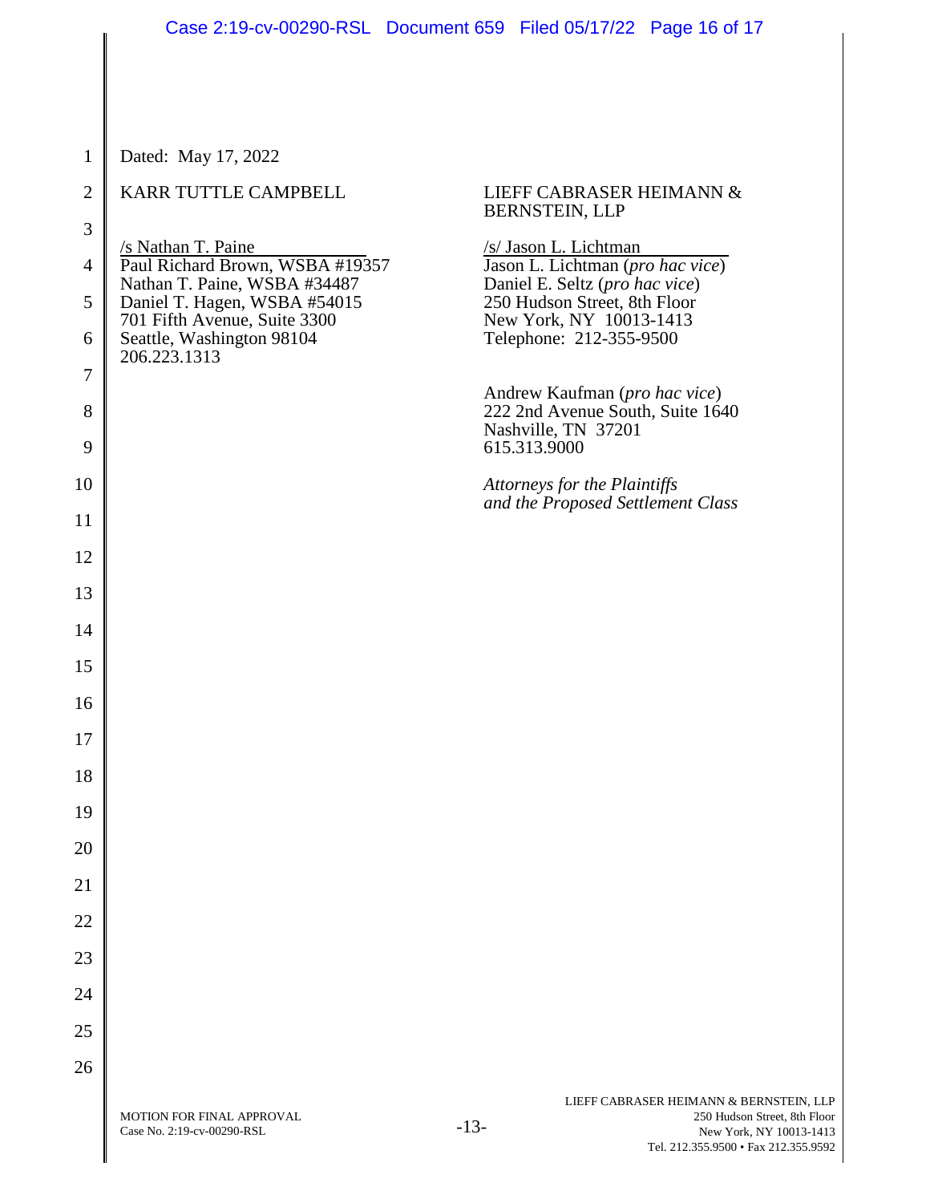Dated: May 17, 2022

KARR TUTTLE CAMPBELL

/s Nathan T. Paine
Paul Richard Brown, WSBA #19357
Nathan T. Paine, WSBA #34487
Daniel T. Hagen, WSBA #54015
701 Fifth Avenue, Suite 3300
Seattle, Washington 98104
206.223.1313

LIEFF CABRASER HEIMANN & BERNSTEIN, LLP

/s/ Jason L. Lichtman
Jason L. Lichtman (*pro hac vice*)
Daniel E. Seltz (*pro hac vice*)
250 Hudson Street, 8th Floor
New York, NY 10013-1413
Telephone: 212-355-9500

Andrew Kaufman (*pro hac vice*)
222 2nd Avenue South, Suite 1640
Nashville, TN 37201
615.313.9000

*Attorneys for the Plaintiffs and the Proposed Settlement Class*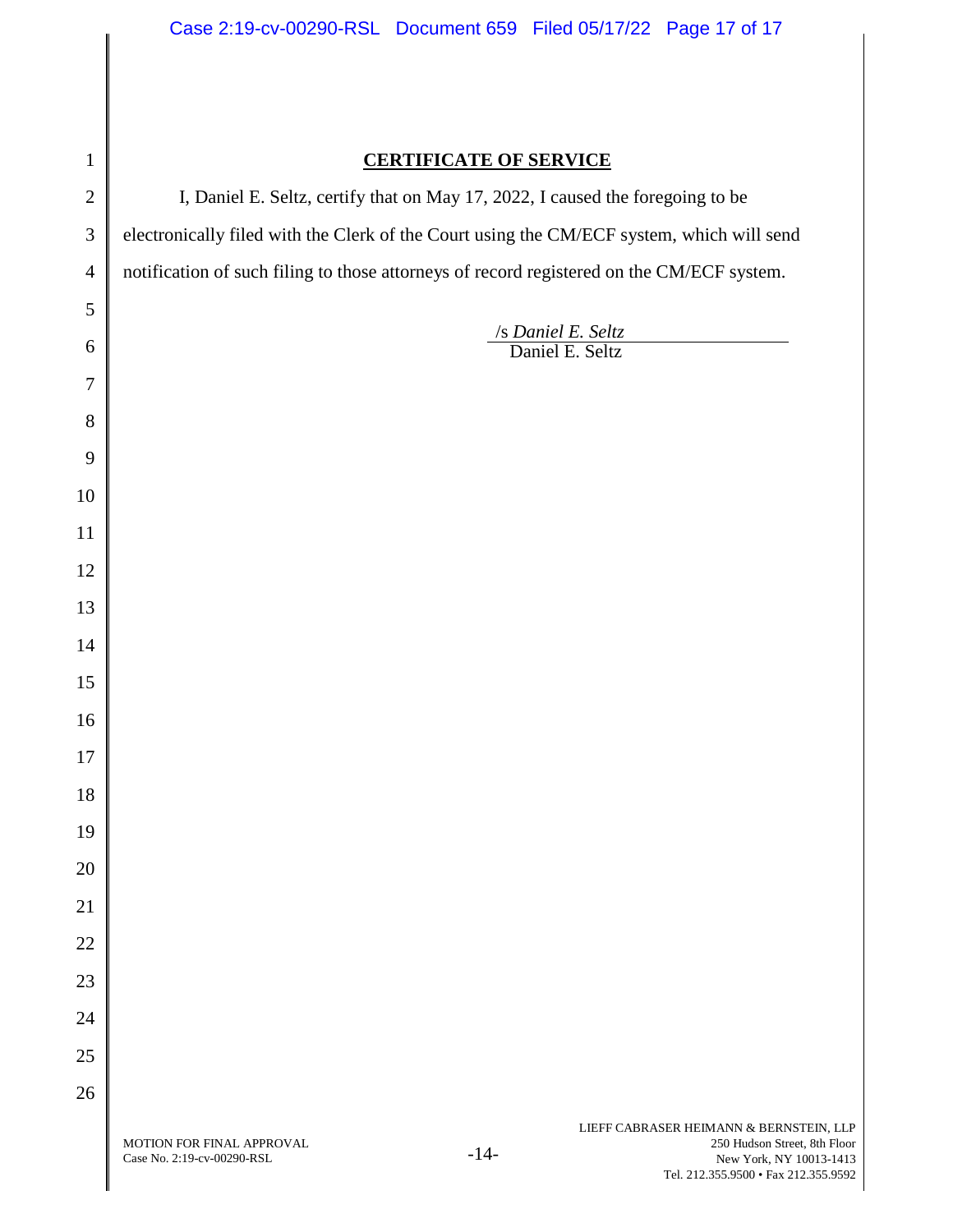## CERTIFICATE OF SERVICE

I, Daniel E. Seltz, certify that on May 17, 2022, I caused the foregoing to be electronically filed with the Clerk of the Court using the CM/ECF system, which will send notification of such filing to those attorneys of record registered on the CM/ECF system.

/s *Daniel E. Seltz*
Daniel E. Seltz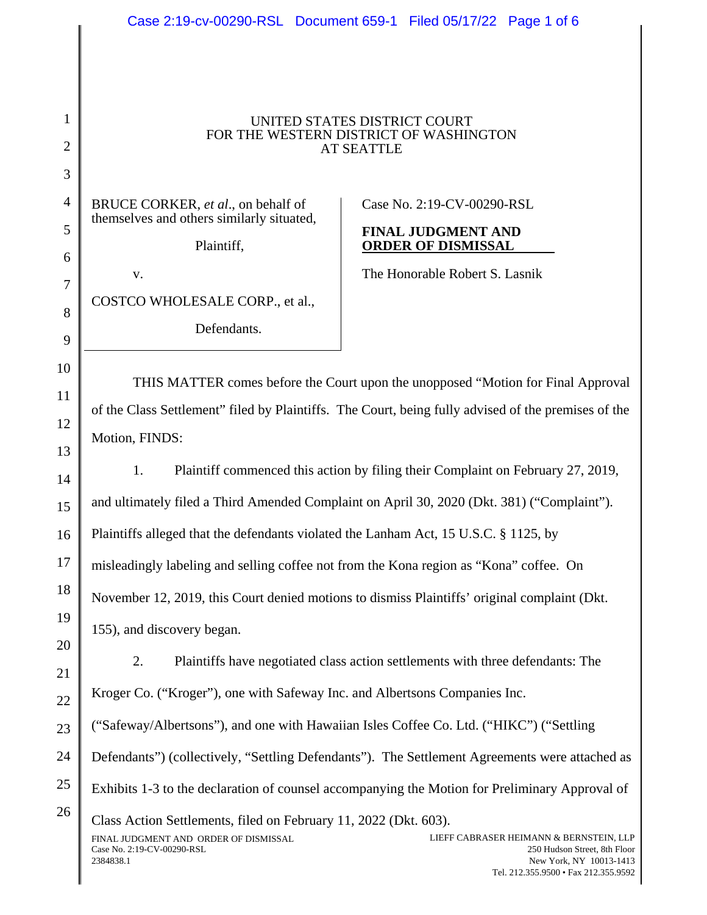UNITED STATES DISTRICT COURT
FOR THE WESTERN DISTRICT OF WASHINGTON
AT SEATTLE

BRUCE CORKER, *et al*., on behalf of themselves and others similarly situated,

Plaintiff,

v.

COSTCO WHOLESALE CORP., et al.,

Defendants.

Case No. 2:19-CV-00290-RSL

**FINAL JUDGMENT AND ORDER OF DISMISSAL**

The Honorable Robert S. Lasnik

THIS MATTER comes before the Court upon the unopposed "Motion for Final Approval of the Class Settlement" filed by Plaintiffs. The Court, being fully advised of the premises of the Motion, FINDS:

1. Plaintiff commenced this action by filing their Complaint on February 27, 2019, and ultimately filed a Third Amended Complaint on April 30, 2020 (Dkt. 381) ("Complaint"). Plaintiffs alleged that the defendants violated the Lanham Act, 15 U.S.C. § 1125, by misleadingly labeling and selling coffee not from the Kona region as "Kona" coffee. On November 12, 2019, this Court denied motions to dismiss Plaintiffs' original complaint (Dkt. 155), and discovery began.

2. Plaintiffs have negotiated class action settlements with three defendants: The Kroger Co. ("Kroger"), one with Safeway Inc. and Albertsons Companies Inc. ("Safeway/Albertsons"), and one with Hawaiian Isles Coffee Co. Ltd. ("HIKC") ("Settling Defendants") (collectively, "Settling Defendants"). The Settlement Agreements were attached as Exhibits 1-3 to the declaration of counsel accompanying the Motion for Preliminary Approval of Class Action Settlements, filed on February 11, 2022 (Dkt. 603).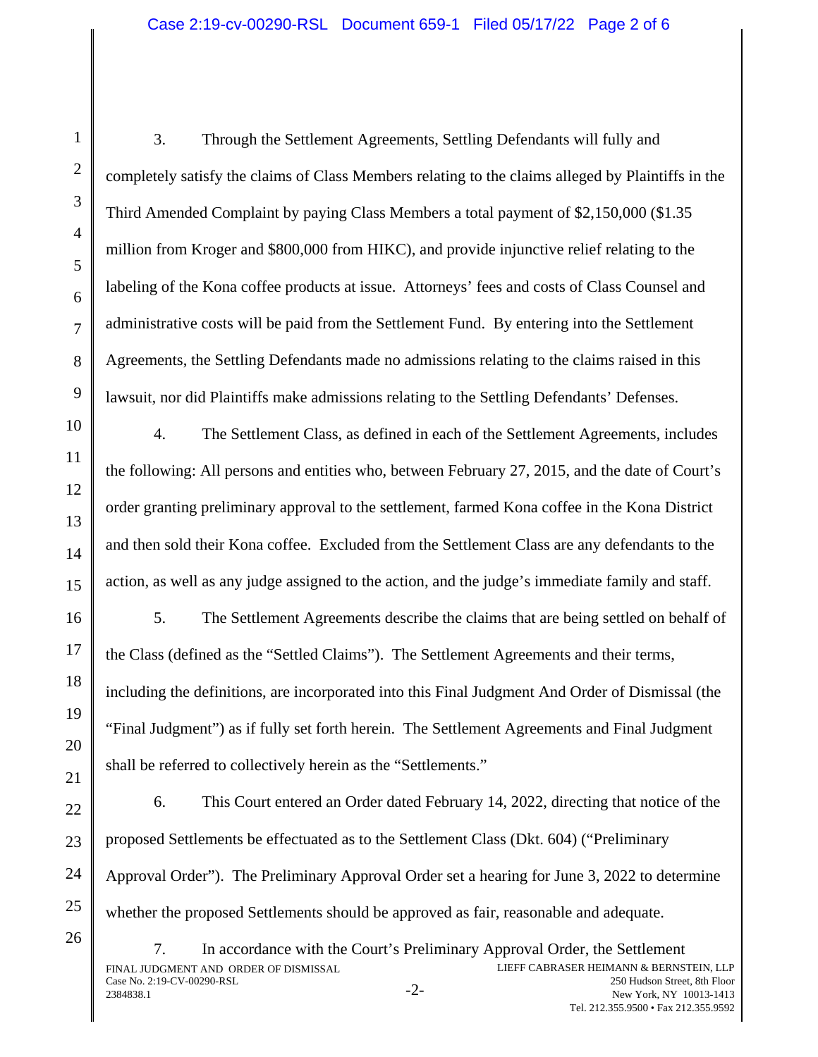3. Through the Settlement Agreements, Settling Defendants will fully and completely satisfy the claims of Class Members relating to the claims alleged by Plaintiffs in the Third Amended Complaint by paying Class Members a total payment of $2,150,000 ($1.35 million from Kroger and $800,000 from HIKC), and provide injunctive relief relating to the labeling of the Kona coffee products at issue. Attorneys' fees and costs of Class Counsel and administrative costs will be paid from the Settlement Fund. By entering into the Settlement Agreements, the Settling Defendants made no admissions relating to the claims raised in this lawsuit, nor did Plaintiffs make admissions relating to the Settling Defendants' Defenses.

4. The Settlement Class, as defined in each of the Settlement Agreements, includes the following: All persons and entities who, between February 27, 2015, and the date of Court's order granting preliminary approval to the settlement, farmed Kona coffee in the Kona District and then sold their Kona coffee. Excluded from the Settlement Class are any defendants to the action, as well as any judge assigned to the action, and the judge's immediate family and staff.

5. The Settlement Agreements describe the claims that are being settled on behalf of the Class (defined as the "Settled Claims"). The Settlement Agreements and their terms, including the definitions, are incorporated into this Final Judgment And Order of Dismissal (the "Final Judgment") as if fully set forth herein. The Settlement Agreements and Final Judgment shall be referred to collectively herein as the "Settlements."

6. This Court entered an Order dated February 14, 2022, directing that notice of the proposed Settlements be effectuated as to the Settlement Class (Dkt. 604) ("Preliminary Approval Order"). The Preliminary Approval Order set a hearing for June 3, 2022 to determine whether the proposed Settlements should be approved as fair, reasonable and adequate.

7. In accordance with the Court's Preliminary Approval Order, the Settlement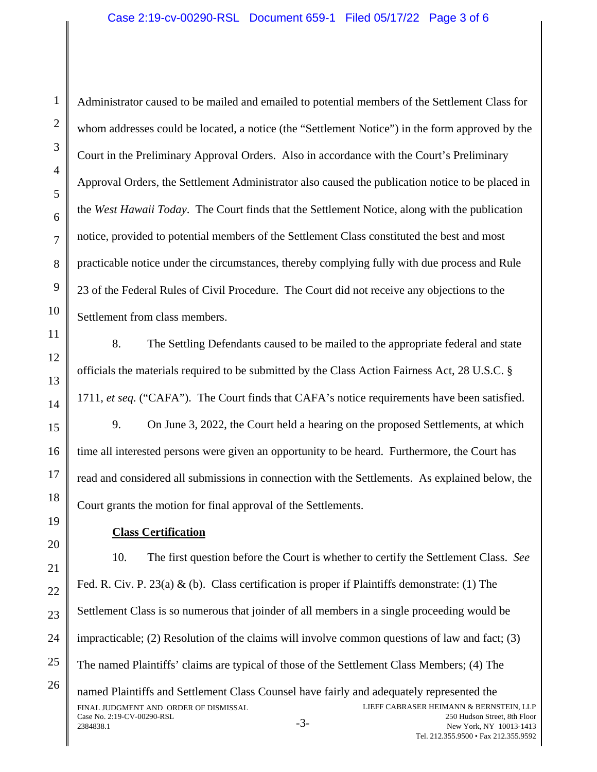Administrator caused to be mailed and emailed to potential members of the Settlement Class for whom addresses could be located, a notice (the "Settlement Notice") in the form approved by the Court in the Preliminary Approval Orders. Also in accordance with the Court's Preliminary Approval Orders, the Settlement Administrator also caused the publication notice to be placed in the *West Hawaii Today*. The Court finds that the Settlement Notice, along with the publication notice, provided to potential members of the Settlement Class constituted the best and most practicable notice under the circumstances, thereby complying fully with due process and Rule 23 of the Federal Rules of Civil Procedure. The Court did not receive any objections to the Settlement from class members.

8. The Settling Defendants caused to be mailed to the appropriate federal and state officials the materials required to be submitted by the Class Action Fairness Act, 28 U.S.C. § 1711, *et seq.* ("CAFA"). The Court finds that CAFA's notice requirements have been satisfied.

9. On June 3, 2022, the Court held a hearing on the proposed Settlements, at which time all interested persons were given an opportunity to be heard. Furthermore, the Court has read and considered all submissions in connection with the Settlements. As explained below, the Court grants the motion for final approval of the Settlements.

**Class Certification**

10. The first question before the Court is whether to certify the Settlement Class. *See* Fed. R. Civ. P. 23(a) & (b). Class certification is proper if Plaintiffs demonstrate: (1) The Settlement Class is so numerous that joinder of all members in a single proceeding would be impracticable; (2) Resolution of the claims will involve common questions of law and fact; (3) The named Plaintiffs' claims are typical of those of the Settlement Class Members; (4) The named Plaintiffs and Settlement Class Counsel have fairly and adequately represented the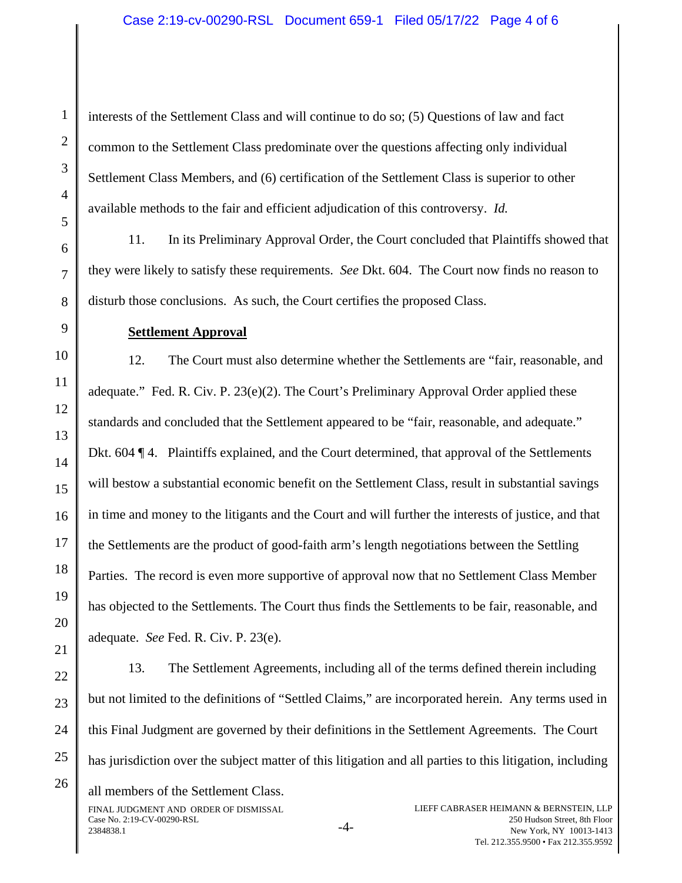interests of the Settlement Class and will continue to do so; (5) Questions of law and fact common to the Settlement Class predominate over the questions affecting only individual Settlement Class Members, and (6) certification of the Settlement Class is superior to other available methods to the fair and efficient adjudication of this controversy. *Id.*

11. In its Preliminary Approval Order, the Court concluded that Plaintiffs showed that they were likely to satisfy these requirements. *See* Dkt. 604. The Court now finds no reason to disturb those conclusions. As such, the Court certifies the proposed Class.

**Settlement Approval**

12. The Court must also determine whether the Settlements are "fair, reasonable, and adequate." Fed. R. Civ. P. 23(e)(2). The Court's Preliminary Approval Order applied these standards and concluded that the Settlement appeared to be "fair, reasonable, and adequate." Dkt. 604 ¶ 4. Plaintiffs explained, and the Court determined, that approval of the Settlements will bestow a substantial economic benefit on the Settlement Class, result in substantial savings in time and money to the litigants and the Court and will further the interests of justice, and that the Settlements are the product of good-faith arm's length negotiations between the Settling Parties. The record is even more supportive of approval now that no Settlement Class Member has objected to the Settlements. The Court thus finds the Settlements to be fair, reasonable, and adequate. *See* Fed. R. Civ. P. 23(e).

13. The Settlement Agreements, including all of the terms defined therein including but not limited to the definitions of "Settled Claims," are incorporated herein. Any terms used in this Final Judgment are governed by their definitions in the Settlement Agreements. The Court has jurisdiction over the subject matter of this litigation and all parties to this litigation, including all members of the Settlement Class.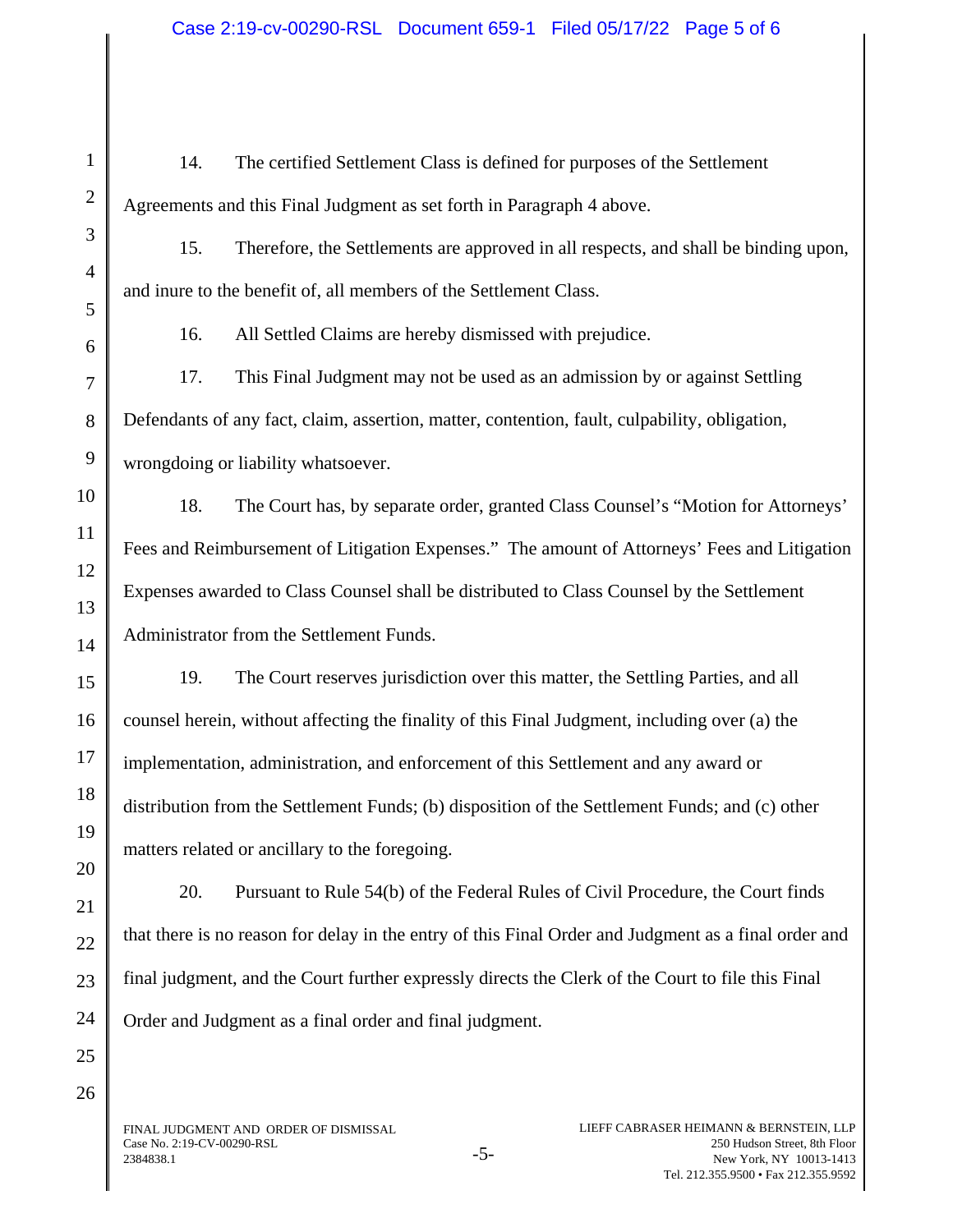14. The certified Settlement Class is defined for purposes of the Settlement Agreements and this Final Judgment as set forth in Paragraph 4 above.

15. Therefore, the Settlements are approved in all respects, and shall be binding upon, and inure to the benefit of, all members of the Settlement Class.

16. All Settled Claims are hereby dismissed with prejudice.

17. This Final Judgment may not be used as an admission by or against Settling Defendants of any fact, claim, assertion, matter, contention, fault, culpability, obligation, wrongdoing or liability whatsoever.

18. The Court has, by separate order, granted Class Counsel's "Motion for Attorneys' Fees and Reimbursement of Litigation Expenses." The amount of Attorneys' Fees and Litigation Expenses awarded to Class Counsel shall be distributed to Class Counsel by the Settlement Administrator from the Settlement Funds.

19. The Court reserves jurisdiction over this matter, the Settling Parties, and all counsel herein, without affecting the finality of this Final Judgment, including over (a) the implementation, administration, and enforcement of this Settlement and any award or distribution from the Settlement Funds; (b) disposition of the Settlement Funds; and (c) other matters related or ancillary to the foregoing.

20. Pursuant to Rule 54(b) of the Federal Rules of Civil Procedure, the Court finds that there is no reason for delay in the entry of this Final Order and Judgment as a final order and final judgment, and the Court further expressly directs the Clerk of the Court to file this Final Order and Judgment as a final order and final judgment.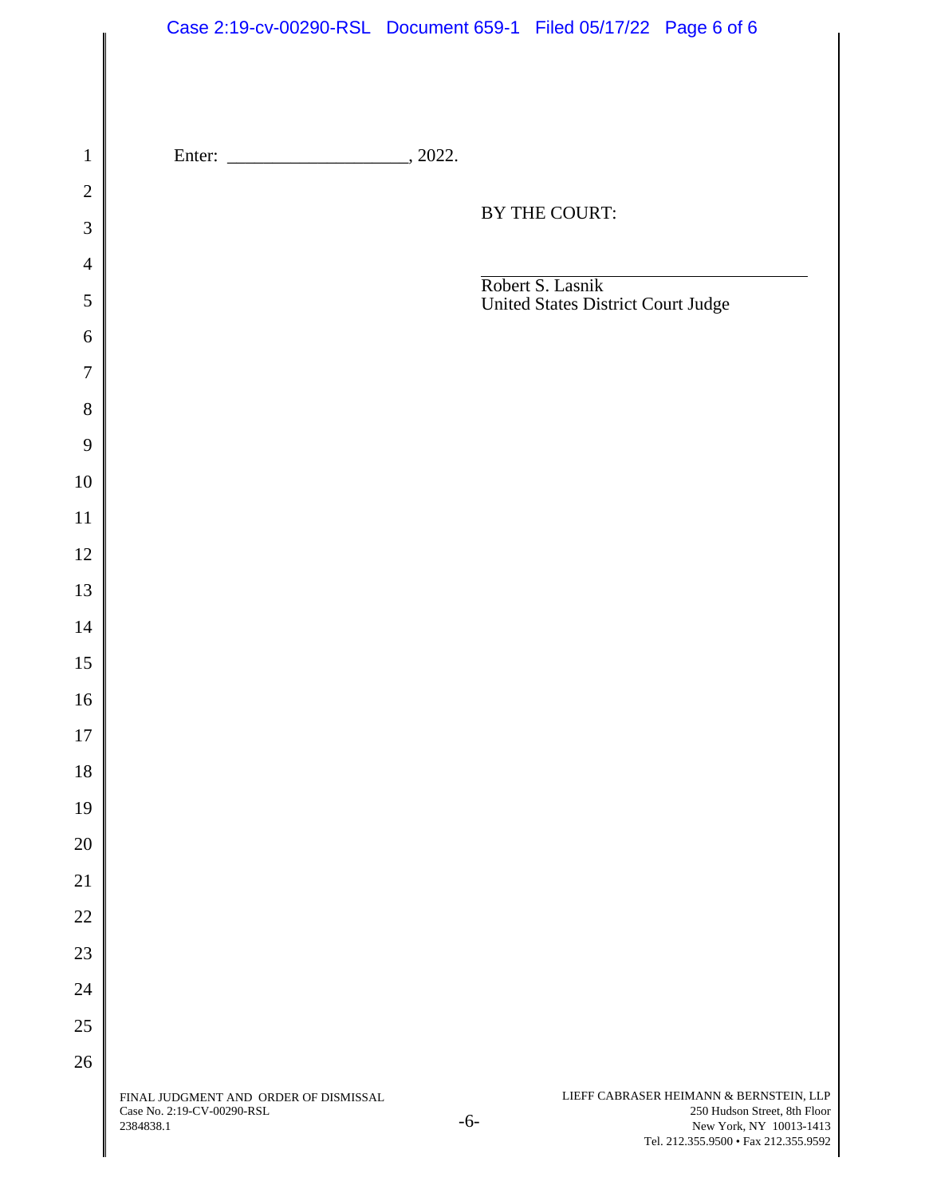Enter: ____________________, 2022.

BY THE COURT:

______________________________
Robert S. Lasnik
United States District Court Judge